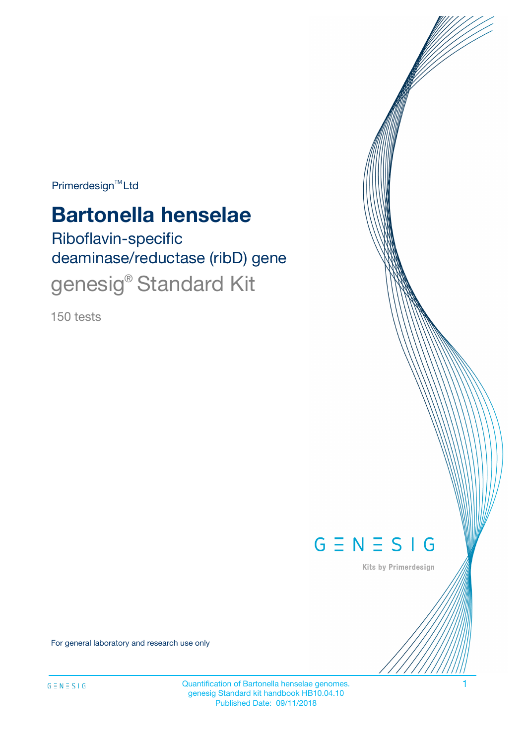Primerdesign™ Ltd

# Bartonella henselae

## Riboflavin-specific deaminase/reductase (ribD) gene

## genesig® Standard Kit

150 tests

GENESIG

Kits by Primerdesign

For general laboratory and research use only

Quantification of Bartonella henselae genomes.
genesig Standard kit handbook HB10.04.10
Published Date: 09/11/2018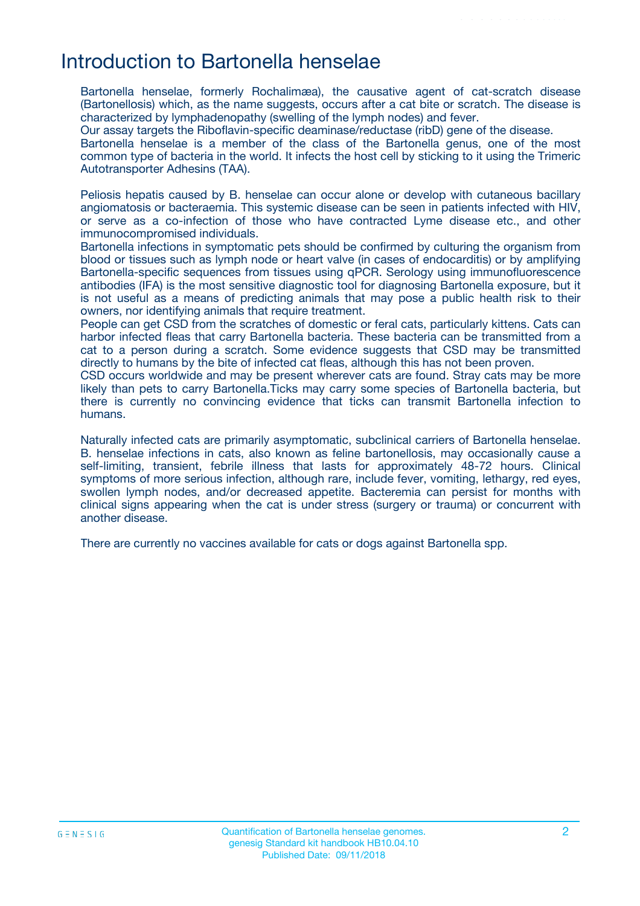# Introduction to Bartonella henselae

Bartonella henselae, formerly Rochalimæa), the causative agent of cat-scratch disease (Bartonellosis) which, as the name suggests, occurs after a cat bite or scratch. The disease is characterized by lymphadenopathy (swelling of the lymph nodes) and fever.
Our assay targets the Riboflavin-specific deaminase/reductase (ribD) gene of the disease.
Bartonella henselae is a member of the class of the Bartonella genus, one of the most common type of bacteria in the world. It infects the host cell by sticking to it using the Trimeric Autotransporter Adhesins (TAA).

Peliosis hepatis caused by B. henselae can occur alone or develop with cutaneous bacillary angiomatosis or bacteraemia. This systemic disease can be seen in patients infected with HIV, or serve as a co-infection of those who have contracted Lyme disease etc., and other immunocompromised individuals.
Bartonella infections in symptomatic pets should be confirmed by culturing the organism from blood or tissues such as lymph node or heart valve (in cases of endocarditis) or by amplifying Bartonella-specific sequences from tissues using qPCR. Serology using immunofluorescence antibodies (IFA) is the most sensitive diagnostic tool for diagnosing Bartonella exposure, but it is not useful as a means of predicting animals that may pose a public health risk to their owners, nor identifying animals that require treatment.
People can get CSD from the scratches of domestic or feral cats, particularly kittens. Cats can harbor infected fleas that carry Bartonella bacteria. These bacteria can be transmitted from a cat to a person during a scratch. Some evidence suggests that CSD may be transmitted directly to humans by the bite of infected cat fleas, although this has not been proven.
CSD occurs worldwide and may be present wherever cats are found. Stray cats may be more likely than pets to carry Bartonella.Ticks may carry some species of Bartonella bacteria, but there is currently no convincing evidence that ticks can transmit Bartonella infection to humans.

Naturally infected cats are primarily asymptomatic, subclinical carriers of Bartonella henselae. B. henselae infections in cats, also known as feline bartonellosis, may occasionally cause a self-limiting, transient, febrile illness that lasts for approximately 48-72 hours. Clinical symptoms of more serious infection, although rare, include fever, vomiting, lethargy, red eyes, swollen lymph nodes, and/or decreased appetite. Bacteremia can persist for months with clinical signs appearing when the cat is under stress (surgery or trauma) or concurrent with another disease.

There are currently no vaccines available for cats or dogs against Bartonella spp.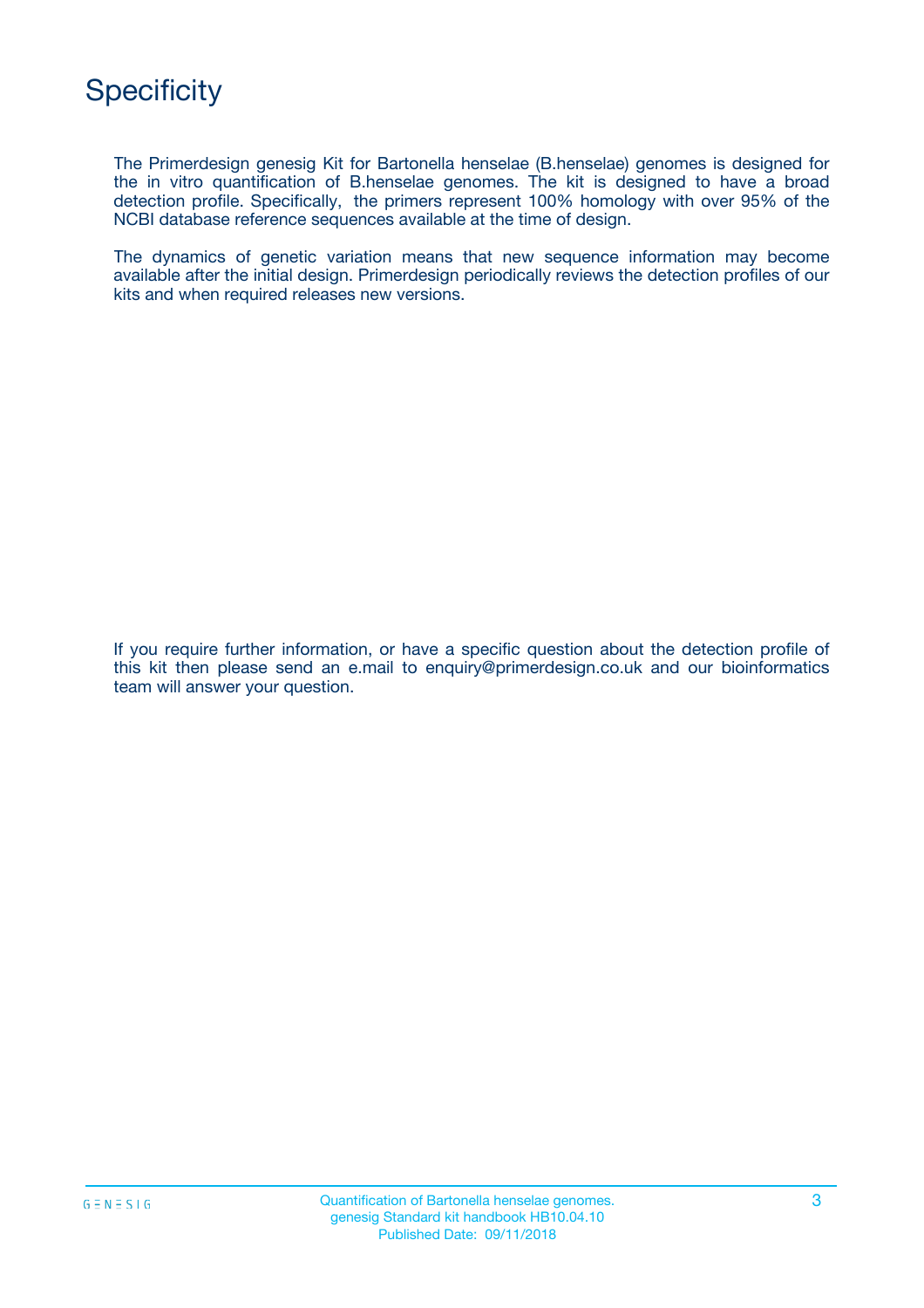# Specificity

The Primerdesign genesig Kit for Bartonella henselae (B.henselae) genomes is designed for the in vitro quantification of B.henselae genomes. The kit is designed to have a broad detection profile. Specifically, the primers represent 100% homology with over 95% of the NCBI database reference sequences available at the time of design.

The dynamics of genetic variation means that new sequence information may become available after the initial design. Primerdesign periodically reviews the detection profiles of our kits and when required releases new versions.

If you require further information, or have a specific question about the detection profile of this kit then please send an e.mail to enquiry@primerdesign.co.uk and our bioinformatics team will answer your question.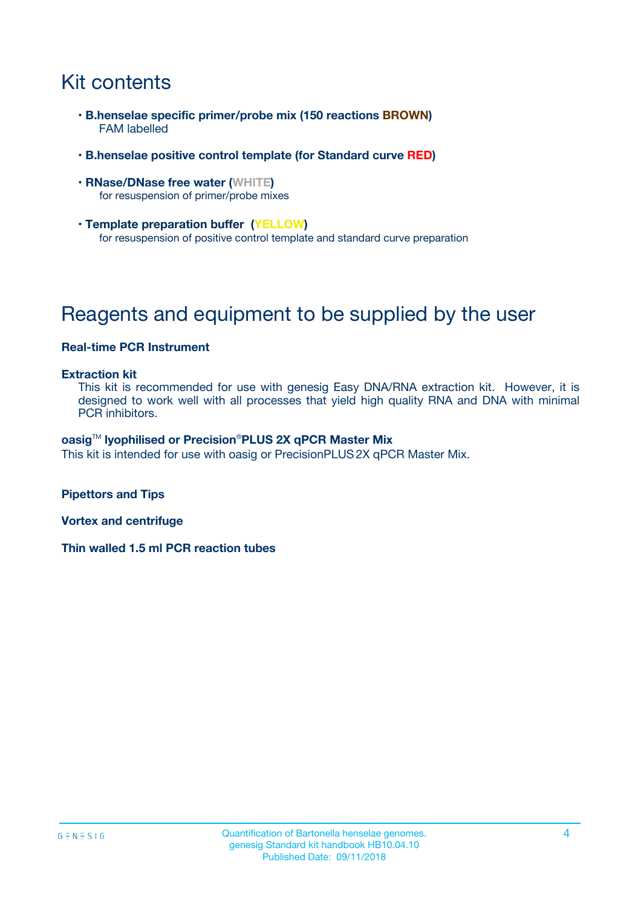# Kit contents

- **B.henselae specific primer/probe mix (150 reactions BROWN)**
  FAM labelled
- **B.henselae positive control template (for Standard curve RED)**
- **RNase/DNase free water (WHITE)**
  for resuspension of primer/probe mixes
- **Template preparation buffer (YELLOW)**
  for resuspension of positive control template and standard curve preparation

# Reagents and equipment to be supplied by the user

**Real-time PCR Instrument**

**Extraction kit**
This kit is recommended for use with genesig Easy DNA/RNA extraction kit. However, it is designed to work well with all processes that yield high quality RNA and DNA with minimal PCR inhibitors.

**oasig™ lyophilised or Precision®PLUS 2X qPCR Master Mix**
This kit is intended for use with oasig or PrecisionPLUS 2X qPCR Master Mix.

**Pipettors and Tips**

**Vortex and centrifuge**

**Thin walled 1.5 ml PCR reaction tubes**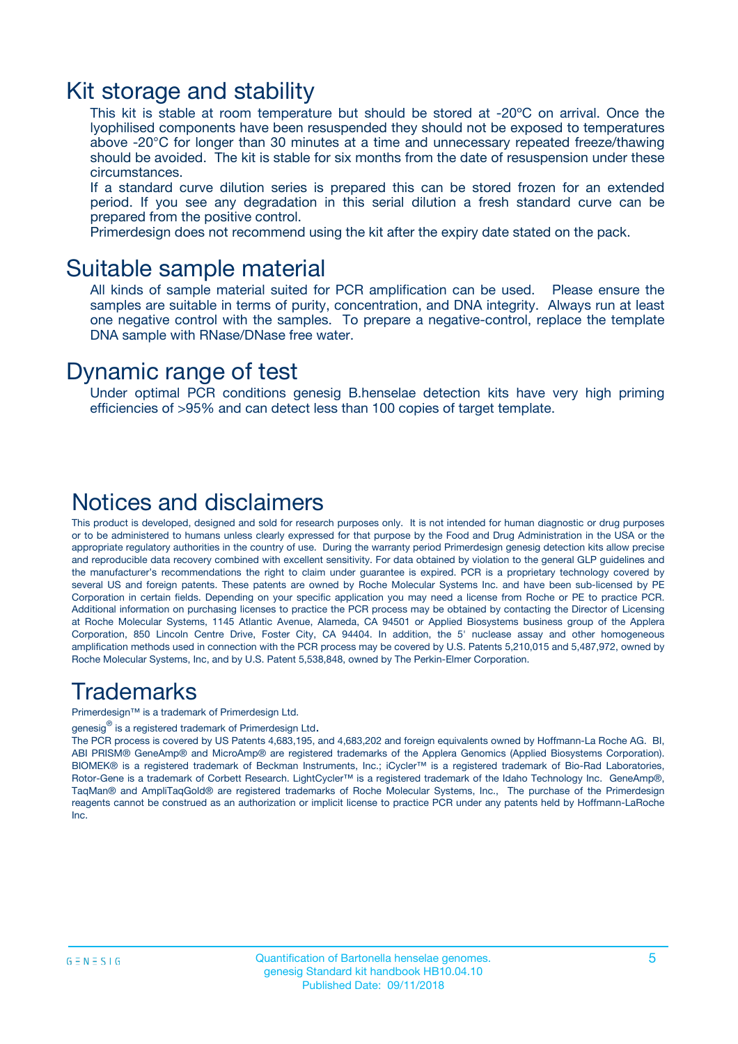## Kit storage and stability

This kit is stable at room temperature but should be stored at -20ºC on arrival. Once the lyophilised components have been resuspended they should not be exposed to temperatures above -20°C for longer than 30 minutes at a time and unnecessary repeated freeze/thawing should be avoided. The kit is stable for six months from the date of resuspension under these circumstances.

If a standard curve dilution series is prepared this can be stored frozen for an extended period. If you see any degradation in this serial dilution a fresh standard curve can be prepared from the positive control.

Primerdesign does not recommend using the kit after the expiry date stated on the pack.

## Suitable sample material

All kinds of sample material suited for PCR amplification can be used. Please ensure the samples are suitable in terms of purity, concentration, and DNA integrity. Always run at least one negative control with the samples. To prepare a negative-control, replace the template DNA sample with RNase/DNase free water.

## Dynamic range of test

Under optimal PCR conditions genesig B.henselae detection kits have very high priming efficiencies of >95% and can detect less than 100 copies of target template.

## Notices and disclaimers

This product is developed, designed and sold for research purposes only. It is not intended for human diagnostic or drug purposes or to be administered to humans unless clearly expressed for that purpose by the Food and Drug Administration in the USA or the appropriate regulatory authorities in the country of use. During the warranty period Primerdesign genesig detection kits allow precise and reproducible data recovery combined with excellent sensitivity. For data obtained by violation to the general GLP guidelines and the manufacturer's recommendations the right to claim under guarantee is expired. PCR is a proprietary technology covered by several US and foreign patents. These patents are owned by Roche Molecular Systems Inc. and have been sub-licensed by PE Corporation in certain fields. Depending on your specific application you may need a license from Roche or PE to practice PCR. Additional information on purchasing licenses to practice the PCR process may be obtained by contacting the Director of Licensing at Roche Molecular Systems, 1145 Atlantic Avenue, Alameda, CA 94501 or Applied Biosystems business group of the Applera Corporation, 850 Lincoln Centre Drive, Foster City, CA 94404. In addition, the 5' nuclease assay and other homogeneous amplification methods used in connection with the PCR process may be covered by U.S. Patents 5,210,015 and 5,487,972, owned by Roche Molecular Systems, Inc, and by U.S. Patent 5,538,848, owned by The Perkin-Elmer Corporation.

## Trademarks

Primerdesign™ is a trademark of Primerdesign Ltd.

genesig® is a registered trademark of Primerdesign Ltd.

The PCR process is covered by US Patents 4,683,195, and 4,683,202 and foreign equivalents owned by Hoffmann-La Roche AG. BI, ABI PRISM® GeneAmp® and MicroAmp® are registered trademarks of the Applera Genomics (Applied Biosystems Corporation). BIOMEK® is a registered trademark of Beckman Instruments, Inc.; iCycler™ is a registered trademark of Bio-Rad Laboratories, Rotor-Gene is a trademark of Corbett Research. LightCycler™ is a registered trademark of the Idaho Technology Inc. GeneAmp®, TaqMan® and AmpliTaqGold® are registered trademarks of Roche Molecular Systems, Inc., The purchase of the Primerdesign reagents cannot be construed as an authorization or implicit license to practice PCR under any patents held by Hoffmann-LaRoche Inc.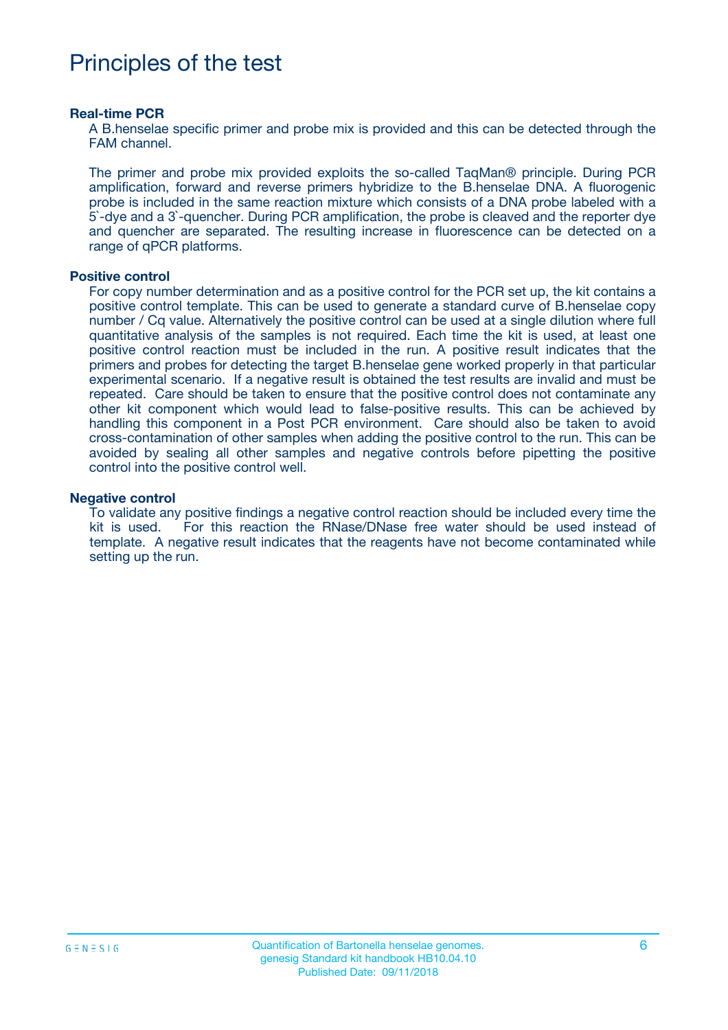# Principles of the test

**Real-time PCR**

A B.henselae specific primer and probe mix is provided and this can be detected through the FAM channel.

The primer and probe mix provided exploits the so-called TaqMan® principle. During PCR amplification, forward and reverse primers hybridize to the B.henselae DNA. A fluorogenic probe is included in the same reaction mixture which consists of a DNA probe labeled with a 5`-dye and a 3`-quencher. During PCR amplification, the probe is cleaved and the reporter dye and quencher are separated. The resulting increase in fluorescence can be detected on a range of qPCR platforms.

**Positive control**

For copy number determination and as a positive control for the PCR set up, the kit contains a positive control template. This can be used to generate a standard curve of B.henselae copy number / Cq value. Alternatively the positive control can be used at a single dilution where full quantitative analysis of the samples is not required. Each time the kit is used, at least one positive control reaction must be included in the run. A positive result indicates that the primers and probes for detecting the target B.henselae gene worked properly in that particular experimental scenario. If a negative result is obtained the test results are invalid and must be repeated. Care should be taken to ensure that the positive control does not contaminate any other kit component which would lead to false-positive results. This can be achieved by handling this component in a Post PCR environment. Care should also be taken to avoid cross-contamination of other samples when adding the positive control to the run. This can be avoided by sealing all other samples and negative controls before pipetting the positive control into the positive control well.

**Negative control**

To validate any positive findings a negative control reaction should be included every time the kit is used. For this reaction the RNase/DNase free water should be used instead of template. A negative result indicates that the reagents have not become contaminated while setting up the run.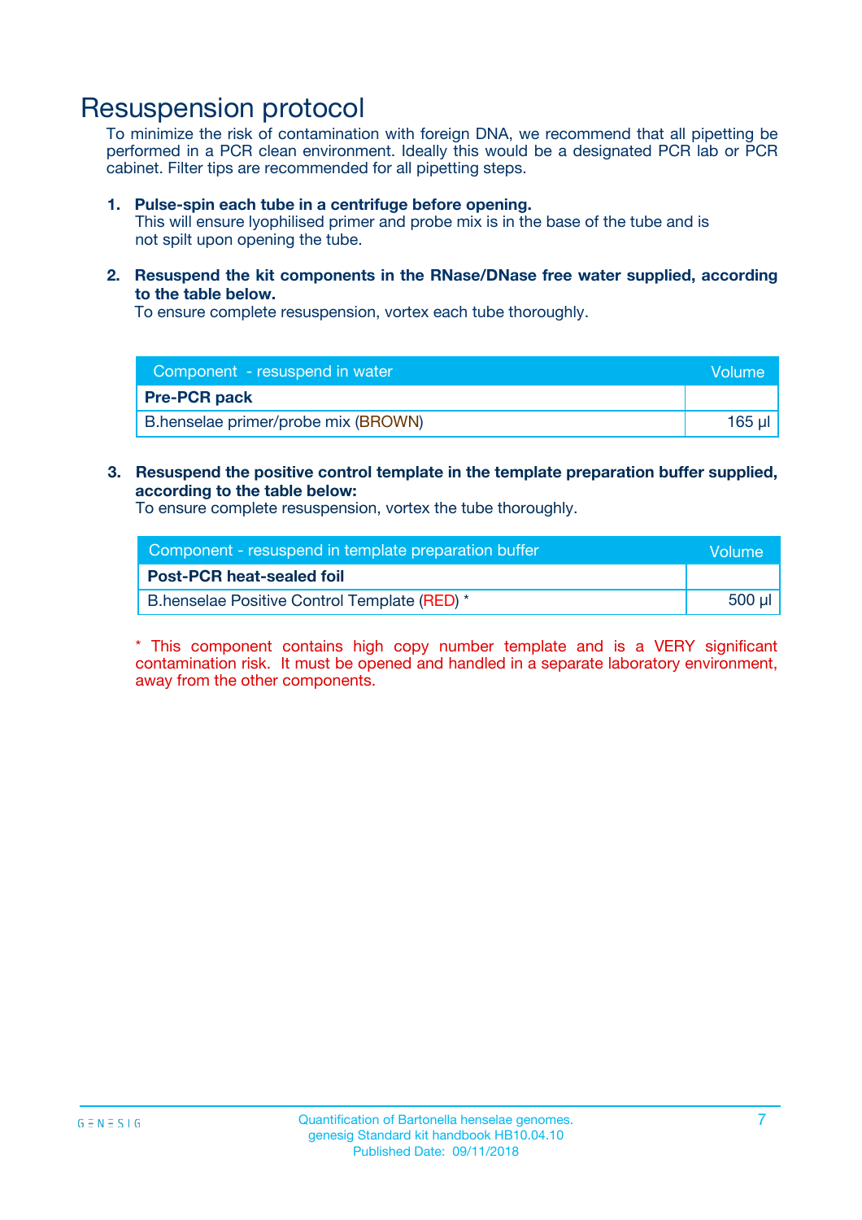# Resuspension protocol

To minimize the risk of contamination with foreign DNA, we recommend that all pipetting be performed in a PCR clean environment. Ideally this would be a designated PCR lab or PCR cabinet. Filter tips are recommended for all pipetting steps.

1. **Pulse-spin each tube in a centrifuge before opening.**
   This will ensure lyophilised primer and probe mix is in the base of the tube and is not spilt upon opening the tube.

2. **Resuspend the kit components in the RNase/DNase free water supplied, according to the table below.**
   To ensure complete resuspension, vortex each tube thoroughly.

| Component - resuspend in water | Volume |
|---|---|
| **Pre-PCR pack** | |
| B.henselae primer/probe mix (BROWN) | 165 µl |

3. **Resuspend the positive control template in the template preparation buffer supplied, according to the table below:**
   To ensure complete resuspension, vortex the tube thoroughly.

| Component - resuspend in template preparation buffer | Volume |
|---|---|
| **Post-PCR heat-sealed foil** | |
| B.henselae Positive Control Template (RED) * | 500 µl |

* This component contains high copy number template and is a VERY significant contamination risk. It must be opened and handled in a separate laboratory environment, away from the other components.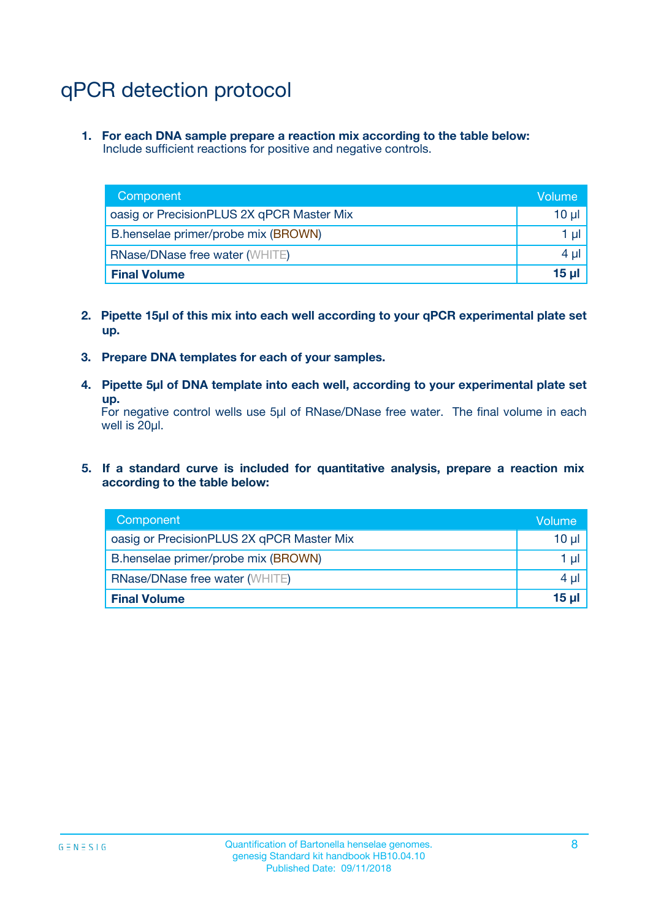# qPCR detection protocol

1. **For each DNA sample prepare a reaction mix according to the table below:**
   Include sufficient reactions for positive and negative controls.

| Component | Volume |
|---|---|
| oasig or PrecisionPLUS 2X qPCR Master Mix | 10 µl |
| B.henselae primer/probe mix (BROWN) | 1 µl |
| RNase/DNase free water (WHITE) | 4 µl |
| **Final Volume** | **15 µl** |

2. **Pipette 15µl of this mix into each well according to your qPCR experimental plate set up.**

3. **Prepare DNA templates for each of your samples.**

4. **Pipette 5µl of DNA template into each well, according to your experimental plate set up.**
   For negative control wells use 5µl of RNase/DNase free water. The final volume in each well is 20µl.

5. **If a standard curve is included for quantitative analysis, prepare a reaction mix according to the table below:**

| Component | Volume |
|---|---|
| oasig or PrecisionPLUS 2X qPCR Master Mix | 10 µl |
| B.henselae primer/probe mix (BROWN) | 1 µl |
| RNase/DNase free water (WHITE) | 4 µl |
| **Final Volume** | **15 µl** |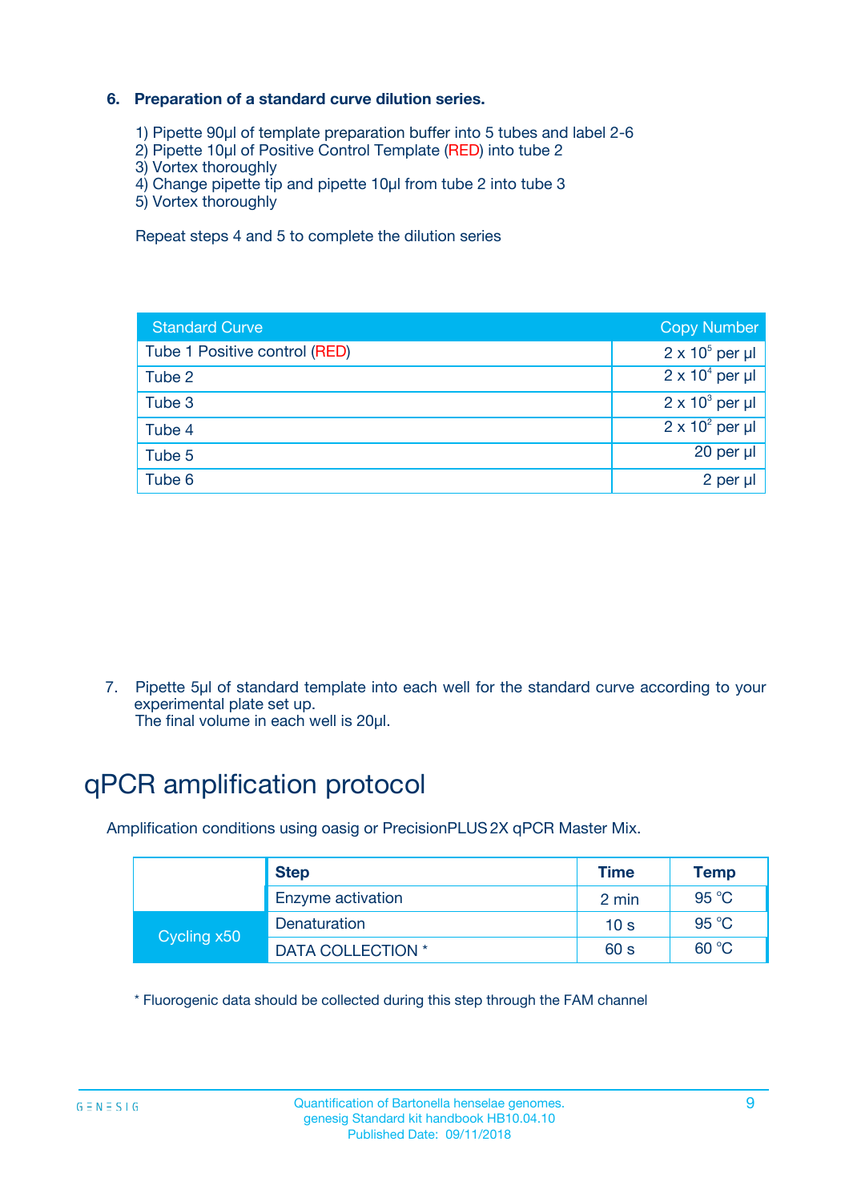### 6. Preparation of a standard curve dilution series.

1) Pipette 90µl of template preparation buffer into 5 tubes and label 2-6
2) Pipette 10µl of Positive Control Template (RED) into tube 2
3) Vortex thoroughly
4) Change pipette tip and pipette 10µl from tube 2 into tube 3
5) Vortex thoroughly

Repeat steps 4 and 5 to complete the dilution series

| Standard Curve | Copy Number |
|---|---|
| Tube 1 Positive control (RED) | $2 \times 10^5$ per µl |
| Tube 2 | $2 \times 10^4$ per µl |
| Tube 3 | $2 \times 10^3$ per µl |
| Tube 4 | $2 \times 10^2$ per µl |
| Tube 5 | 20 per µl |
| Tube 6 | 2 per µl |

7. Pipette 5µl of standard template into each well for the standard curve according to your experimental plate set up.
   The final volume in each well is 20µl.

# qPCR amplification protocol

Amplification conditions using oasig or PrecisionPLUS 2X qPCR Master Mix.

| | Step | Time | Temp |
|---|---|---|---|
| | Enzyme activation | 2 min | 95 °C |
| Cycling x50 | Denaturation | 10 s | 95 °C |
| | DATA COLLECTION * | 60 s | 60 °C |

* Fluorogenic data should be collected during this step through the FAM channel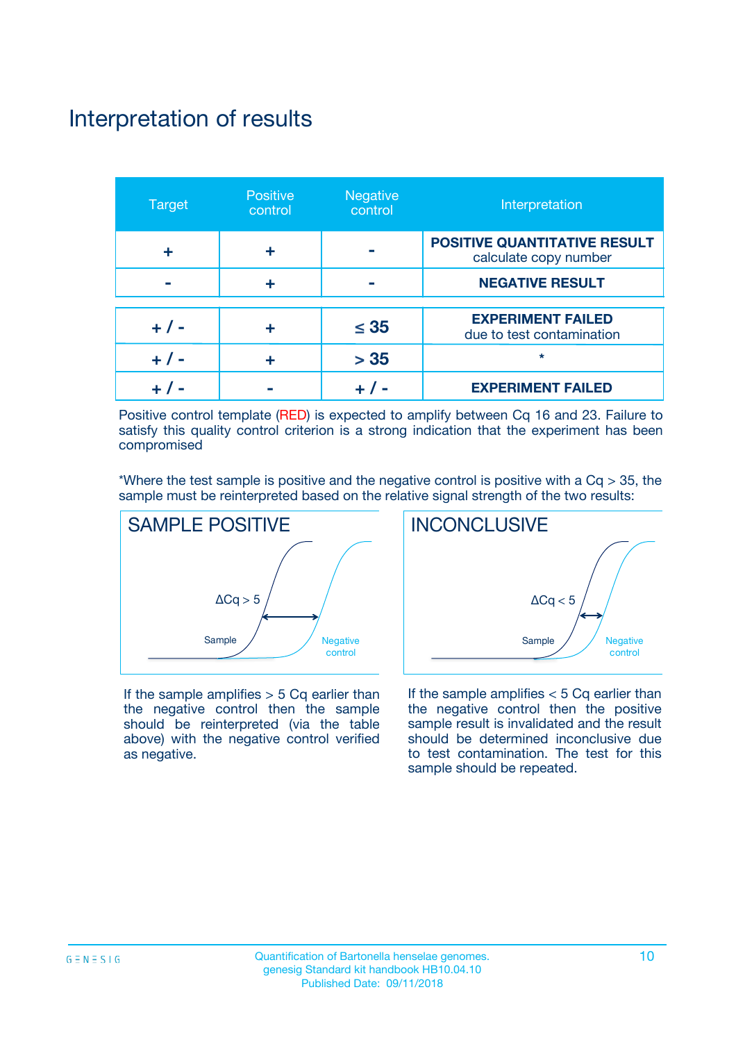# Interpretation of results

| Target | Positive control | Negative control | Interpretation |
|---|---|---|---|
| + | + | - | **POSITIVE QUANTITATIVE RESULT** calculate copy number |
| - | + | - | **NEGATIVE RESULT** |
| + / - | + | ≤ 35 | **EXPERIMENT FAILED** due to test contamination |
| + / - | + | > 35 | * |
| + / - | - | + / - | **EXPERIMENT FAILED** |

Positive control template (RED) is expected to amplify between Cq 16 and 23. Failure to satisfy this quality control criterion is a strong indication that the experiment has been compromised

*Where the test sample is positive and the negative control is positive with a Cq > 35, the sample must be reinterpreted based on the relative signal strength of the two results:

SAMPLE POSITIVE

ΔCq > 5

Sample

Negative control

If the sample amplifies > 5 Cq earlier than the negative control then the sample should be reinterpreted (via the table above) with the negative control verified as negative.

INCONCLUSIVE

ΔCq < 5

Sample

Negative control

If the sample amplifies < 5 Cq earlier than the negative control then the positive sample result is invalidated and the result should be determined inconclusive due to test contamination. The test for this sample should be repeated.